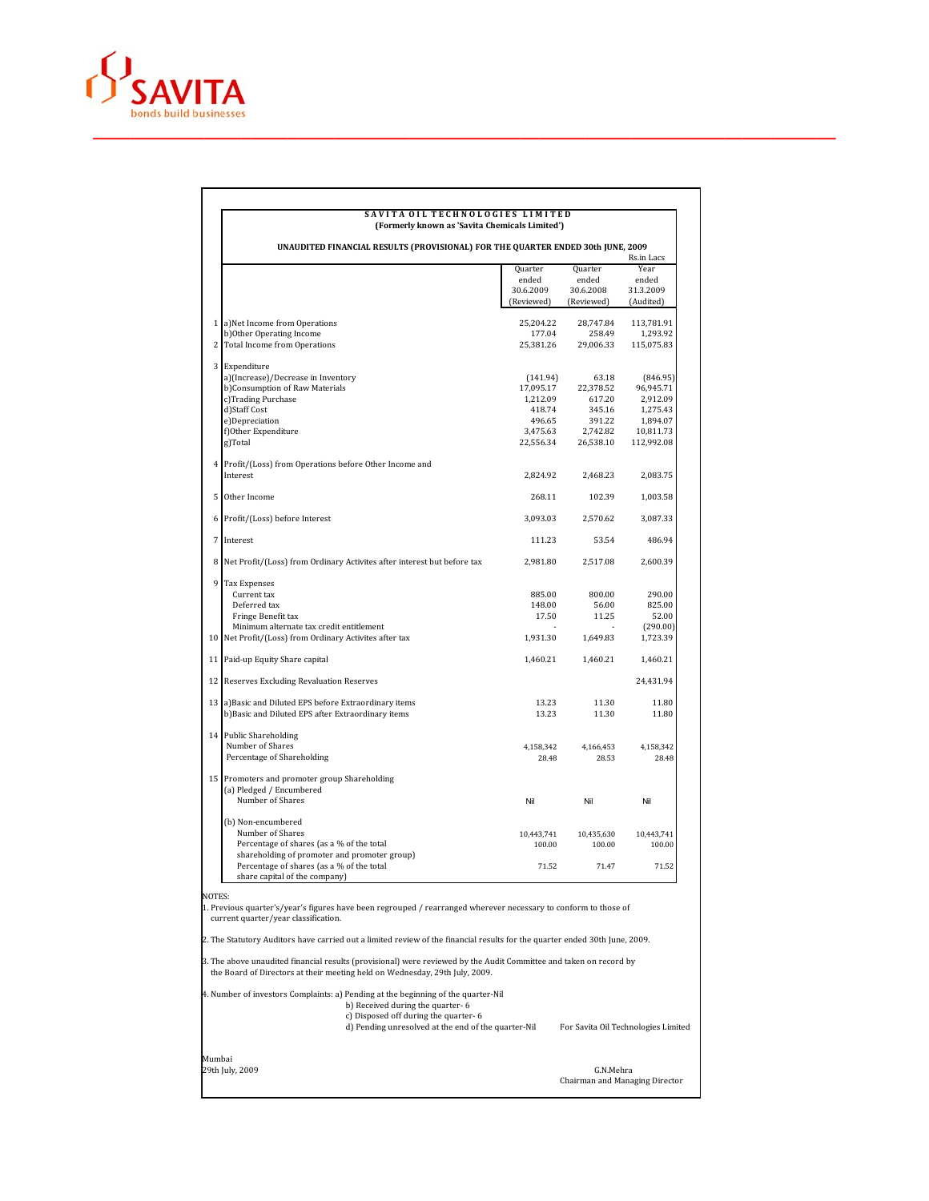SAVITA
bonds build businesses

# SAVITA OIL TECHNOLOGIES LIMITED

**(Formerly known as 'Savita Chemicals Limited')**

**UNAUDITED FINANCIAL RESULTS (PROVISIONAL) FOR THE QUARTER ENDED 30th JUNE, 2009**

Rs.in Lacs

| | | Quarter ended 30.6.2009 (Reviewed) | Quarter ended 30.6.2008 (Reviewed) | Year ended 31.3.2009 (Audited) |
|---|---|---|---|---|
| 1 | a)Net Income from Operations | 25,204.22 | 28,747.84 | 113,781.91 |
| | b)Other Operating Income | 177.04 | 258.49 | 1,293.92 |
| 2 | Total Income from Operations | 25,381.26 | 29,006.33 | 115,075.83 |
| 3 | Expenditure | | | |
| | a)(Increase)/Decrease in Inventory | (141.94) | 63.18 | (846.95) |
| | b)Consumption of Raw Materials | 17,095.17 | 22,378.52 | 96,945.71 |
| | c)Trading Purchase | 1,212.09 | 617.20 | 2,912.09 |
| | d)Staff Cost | 418.74 | 345.16 | 1,275.43 |
| | e)Depreciation | 496.65 | 391.22 | 1,894.07 |
| | f)Other Expenditure | 3,475.63 | 2,742.82 | 10,811.73 |
| | g)Total | 22,556.34 | 26,538.10 | 112,992.08 |
| 4 | Profit/(Loss) from Operations before Other Income and Interest | 2,824.92 | 2,468.23 | 2,083.75 |
| 5 | Other Income | 268.11 | 102.39 | 1,003.58 |
| 6 | Profit/(Loss) before Interest | 3,093.03 | 2,570.62 | 3,087.33 |
| 7 | Interest | 111.23 | 53.54 | 486.94 |
| 8 | Net Profit/(Loss) from Ordinary Activites after interest but before tax | 2,981.80 | 2,517.08 | 2,600.39 |
| 9 | Tax Expenses | | | |
| | Current tax | 885.00 | 800.00 | 290.00 |
| | Deferred tax | 148.00 | 56.00 | 825.00 |
| | Fringe Benefit tax | 17.50 | 11.25 | 52.00 |
| | Minimum alternate tax credit entitlement | - | - | (290.00) |
| 10 | Net Profit/(Loss) from Ordinary Activites after tax | 1,931.30 | 1,649.83 | 1,723.39 |
| 11 | Paid-up Equity Share capital | 1,460.21 | 1,460.21 | 1,460.21 |
| 12 | Reserves Excluding Revaluation Reserves | | | 24,431.94 |
| 13 | a)Basic and Diluted EPS before Extraordinary items | 13.23 | 11.30 | 11.80 |
| | b)Basic and Diluted EPS after Extraordinary items | 13.23 | 11.30 | 11.80 |
| 14 | Public Shareholding | | | |
| | Number of Shares | 4,158,342 | 4,166,453 | 4,158,342 |
| | Percentage of Shareholding | 28.48 | 28.53 | 28.48 |
| 15 | Promoters and promoter group Shareholding | | | |
| | (a) Pledged / Encumbered | | | |
| | Number of Shares | Nil | Nil | Nil |
| | (b) Non-encumbered | | | |
| | Number of Shares | 10,443,741 | 10,435,630 | 10,443,741 |
| | Percentage of shares (as a % of the total shareholding of promoter and promoter group) | 100.00 | 100.00 | 100.00 |
| | Percentage of shares (as a % of the total share capital of the company) | 71.52 | 71.47 | 71.52 |

NOTES:

1. Previous quarter's/year's figures have been regrouped / rearranged wherever necessary to conform to those of current quarter/year classification.

2. The Statutory Auditors have carried out a limited review of the financial results for the quarter ended 30th June, 2009.

3. The above unaudited financial results (provisional) were reviewed by the Audit Committee and taken on record by the Board of Directors at their meeting held on Wednesday, 29th July, 2009.

4. Number of investors Complaints: a) Pending at the beginning of the quarter-Nil
   b) Received during the quarter- 6
   c) Disposed off during the quarter- 6
   d) Pending unresolved at the end of the quarter-Nil

For Savita Oil Technologies Limited

Mumbai
29th July, 2009

G.N.Mehra
Chairman and Managing Director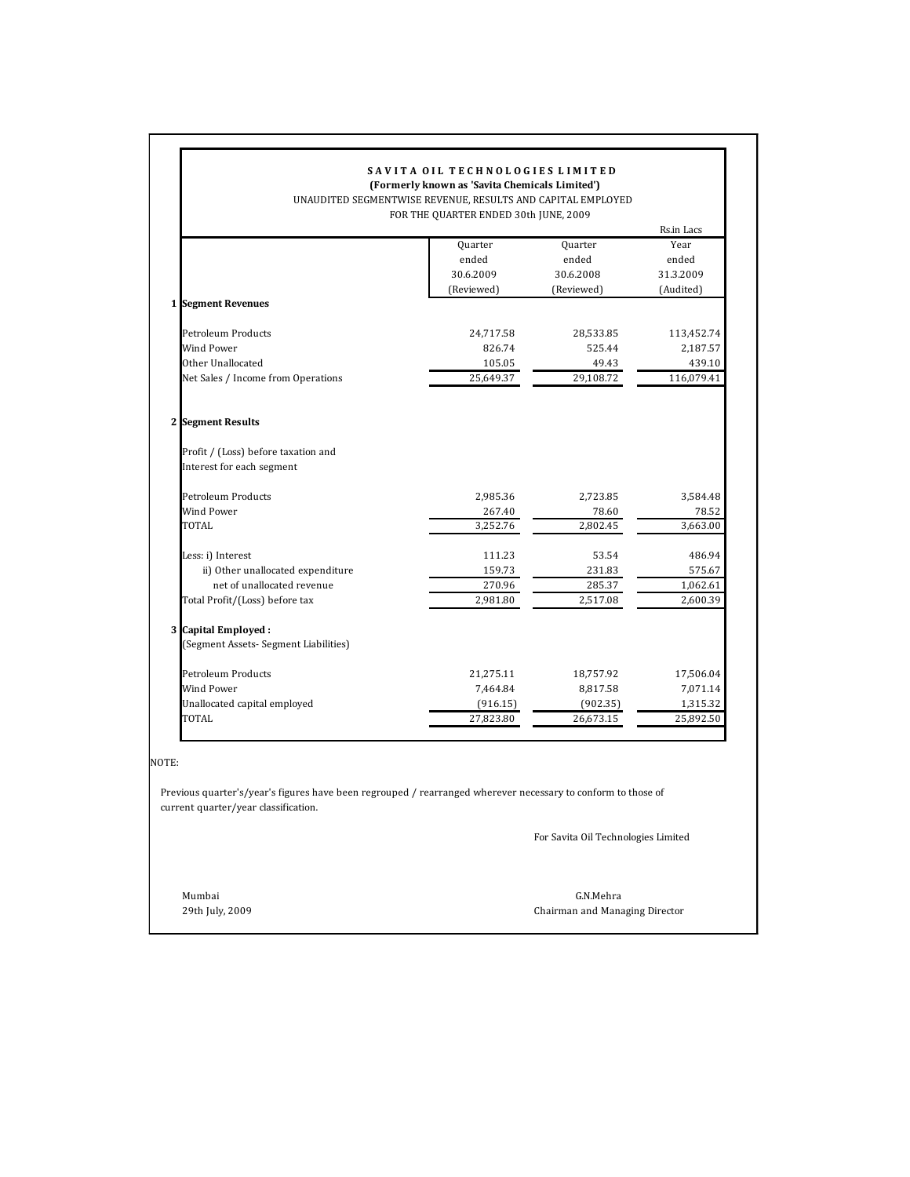**SAVITA OIL TECHNOLOGIES LIMITED**

**(Formerly known as 'Savita Chemicals Limited')**

UNAUDITED SEGMENTWISE REVENUE, RESULTS AND CAPITAL EMPLOYED

FOR THE QUARTER ENDED 30th JUNE, 2009

Rs.in Lacs

| | | Quarter ended 30.6.2009 (Reviewed) | Quarter ended 30.6.2008 (Reviewed) | Year ended 31.3.2009 (Audited) |
|---|---|---|---|---|
| **1** | **Segment Revenues** | | | |
| | Petroleum Products | 24,717.58 | 28,533.85 | 113,452.74 |
| | Wind Power | 826.74 | 525.44 | 2,187.57 |
| | Other Unallocated | 105.05 | 49.43 | 439.10 |
| | Net Sales / Income from Operations | 25,649.37 | 29,108.72 | 116,079.41 |
| **2** | **Segment Results** | | | |
| | Profit / (Loss) before taxation and Interest for each segment | | | |
| | Petroleum Products | 2,985.36 | 2,723.85 | 3,584.48 |
| | Wind Power | 267.40 | 78.60 | 78.52 |
| | TOTAL | 3,252.76 | 2,802.45 | 3,663.00 |
| | Less: i) Interest | 111.23 | 53.54 | 486.94 |
| | ii) Other unallocated expenditure | 159.73 | 231.83 | 575.67 |
| | net of unallocated revenue | 270.96 | 285.37 | 1,062.61 |
| | Total Profit/(Loss) before tax | 2,981.80 | 2,517.08 | 2,600.39 |
| **3** | **Capital Employed :** (Segment Assets- Segment Liabilities) | | | |
| | Petroleum Products | 21,275.11 | 18,757.92 | 17,506.04 |
| | Wind Power | 7,464.84 | 8,817.58 | 7,071.14 |
| | Unallocated capital employed | (916.15) | (902.35) | 1,315.32 |
| | TOTAL | 27,823.80 | 26,673.15 | 25,892.50 |

NOTE:

Previous quarter's/year's figures have been regrouped / rearranged wherever necessary to conform to those of current quarter/year classification.

For Savita Oil Technologies Limited

Mumbai
29th July, 2009

G.N.Mehra
Chairman and Managing Director